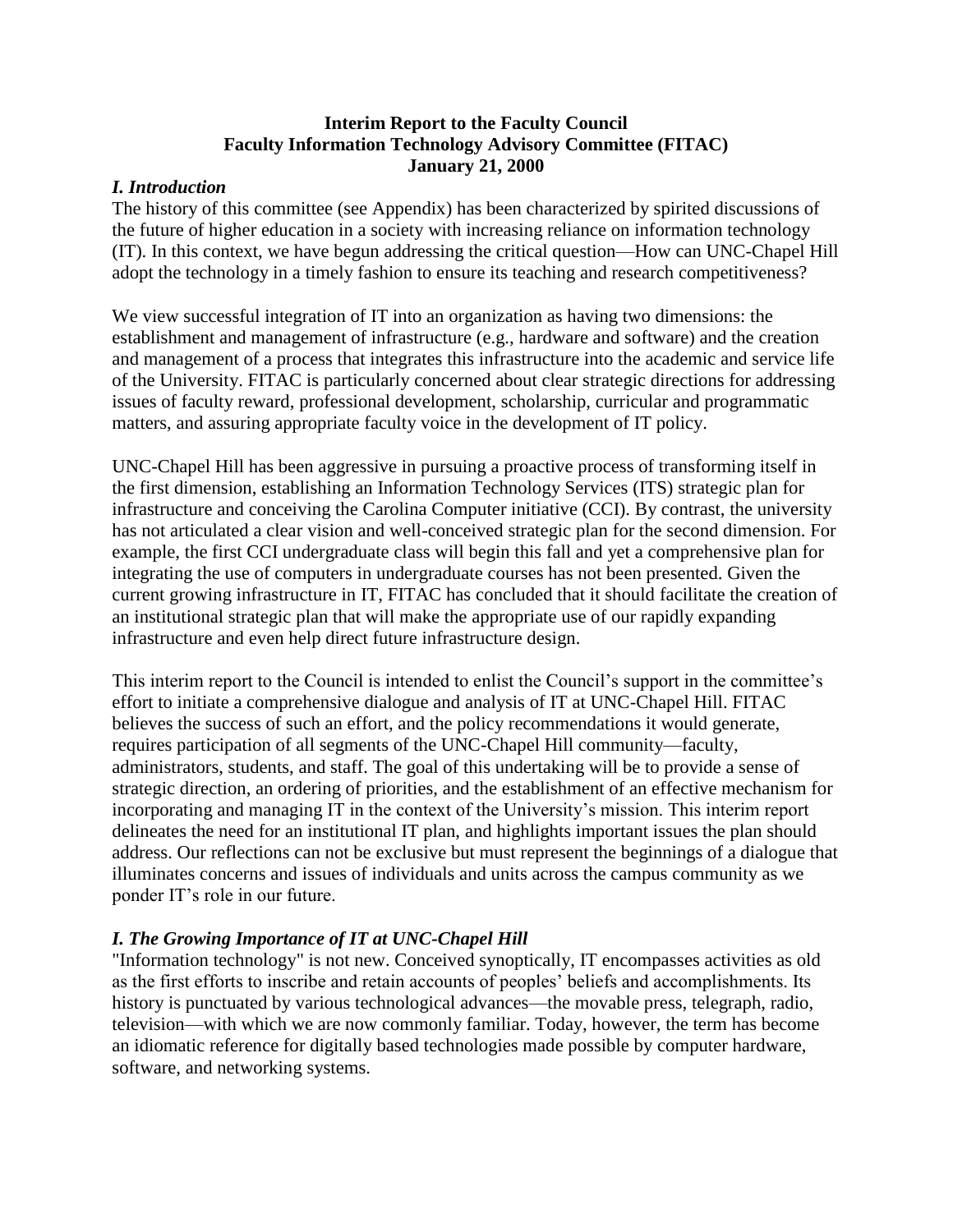**Interim Report to the Faculty Council**
**Faculty Information Technology Advisory Committee (FITAC)**
**January 21, 2000**

## *I. Introduction*

The history of this committee (see Appendix) has been characterized by spirited discussions of the future of higher education in a society with increasing reliance on information technology (IT). In this context, we have begun addressing the critical question—How can UNC-Chapel Hill adopt the technology in a timely fashion to ensure its teaching and research competitiveness?

We view successful integration of IT into an organization as having two dimensions: the establishment and management of infrastructure (e.g., hardware and software) and the creation and management of a process that integrates this infrastructure into the academic and service life of the University. FITAC is particularly concerned about clear strategic directions for addressing issues of faculty reward, professional development, scholarship, curricular and programmatic matters, and assuring appropriate faculty voice in the development of IT policy.

UNC-Chapel Hill has been aggressive in pursuing a proactive process of transforming itself in the first dimension, establishing an Information Technology Services (ITS) strategic plan for infrastructure and conceiving the Carolina Computer initiative (CCI). By contrast, the university has not articulated a clear vision and well-conceived strategic plan for the second dimension. For example, the first CCI undergraduate class will begin this fall and yet a comprehensive plan for integrating the use of computers in undergraduate courses has not been presented. Given the current growing infrastructure in IT, FITAC has concluded that it should facilitate the creation of an institutional strategic plan that will make the appropriate use of our rapidly expanding infrastructure and even help direct future infrastructure design.

This interim report to the Council is intended to enlist the Council's support in the committee's effort to initiate a comprehensive dialogue and analysis of IT at UNC-Chapel Hill. FITAC believes the success of such an effort, and the policy recommendations it would generate, requires participation of all segments of the UNC-Chapel Hill community—faculty, administrators, students, and staff. The goal of this undertaking will be to provide a sense of strategic direction, an ordering of priorities, and the establishment of an effective mechanism for incorporating and managing IT in the context of the University's mission. This interim report delineates the need for an institutional IT plan, and highlights important issues the plan should address. Our reflections can not be exclusive but must represent the beginnings of a dialogue that illuminates concerns and issues of individuals and units across the campus community as we ponder IT's role in our future.

## *I. The Growing Importance of IT at UNC-Chapel Hill*

"Information technology" is not new. Conceived synoptically, IT encompasses activities as old as the first efforts to inscribe and retain accounts of peoples' beliefs and accomplishments. Its history is punctuated by various technological advances—the movable press, telegraph, radio, television—with which we are now commonly familiar. Today, however, the term has become an idiomatic reference for digitally based technologies made possible by computer hardware, software, and networking systems.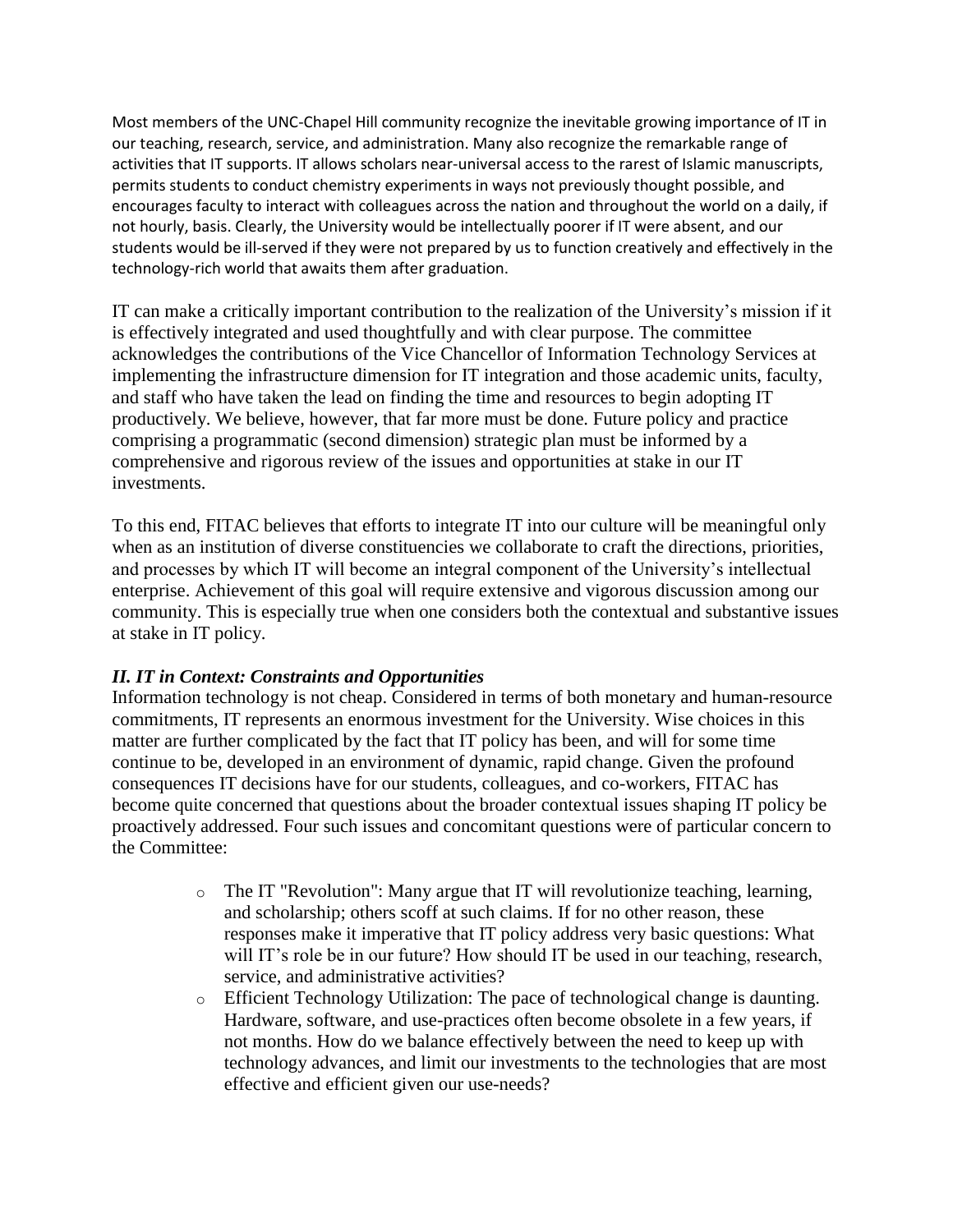Most members of the UNC-Chapel Hill community recognize the inevitable growing importance of IT in our teaching, research, service, and administration. Many also recognize the remarkable range of activities that IT supports. IT allows scholars near-universal access to the rarest of Islamic manuscripts, permits students to conduct chemistry experiments in ways not previously thought possible, and encourages faculty to interact with colleagues across the nation and throughout the world on a daily, if not hourly, basis. Clearly, the University would be intellectually poorer if IT were absent, and our students would be ill-served if they were not prepared by us to function creatively and effectively in the technology-rich world that awaits them after graduation.

IT can make a critically important contribution to the realization of the University's mission if it is effectively integrated and used thoughtfully and with clear purpose. The committee acknowledges the contributions of the Vice Chancellor of Information Technology Services at implementing the infrastructure dimension for IT integration and those academic units, faculty, and staff who have taken the lead on finding the time and resources to begin adopting IT productively. We believe, however, that far more must be done. Future policy and practice comprising a programmatic (second dimension) strategic plan must be informed by a comprehensive and rigorous review of the issues and opportunities at stake in our IT investments.

To this end, FITAC believes that efforts to integrate IT into our culture will be meaningful only when as an institution of diverse constituencies we collaborate to craft the directions, priorities, and processes by which IT will become an integral component of the University's intellectual enterprise. Achievement of this goal will require extensive and vigorous discussion among our community. This is especially true when one considers both the contextual and substantive issues at stake in IT policy.

### *II. IT in Context: Constraints and Opportunities*

Information technology is not cheap. Considered in terms of both monetary and human-resource commitments, IT represents an enormous investment for the University. Wise choices in this matter are further complicated by the fact that IT policy has been, and will for some time continue to be, developed in an environment of dynamic, rapid change. Given the profound consequences IT decisions have for our students, colleagues, and co-workers, FITAC has become quite concerned that questions about the broader contextual issues shaping IT policy be proactively addressed. Four such issues and concomitant questions were of particular concern to the Committee:

- The IT "Revolution": Many argue that IT will revolutionize teaching, learning, and scholarship; others scoff at such claims. If for no other reason, these responses make it imperative that IT policy address very basic questions: What will IT's role be in our future? How should IT be used in our teaching, research, service, and administrative activities?
- Efficient Technology Utilization: The pace of technological change is daunting. Hardware, software, and use-practices often become obsolete in a few years, if not months. How do we balance effectively between the need to keep up with technology advances, and limit our investments to the technologies that are most effective and efficient given our use-needs?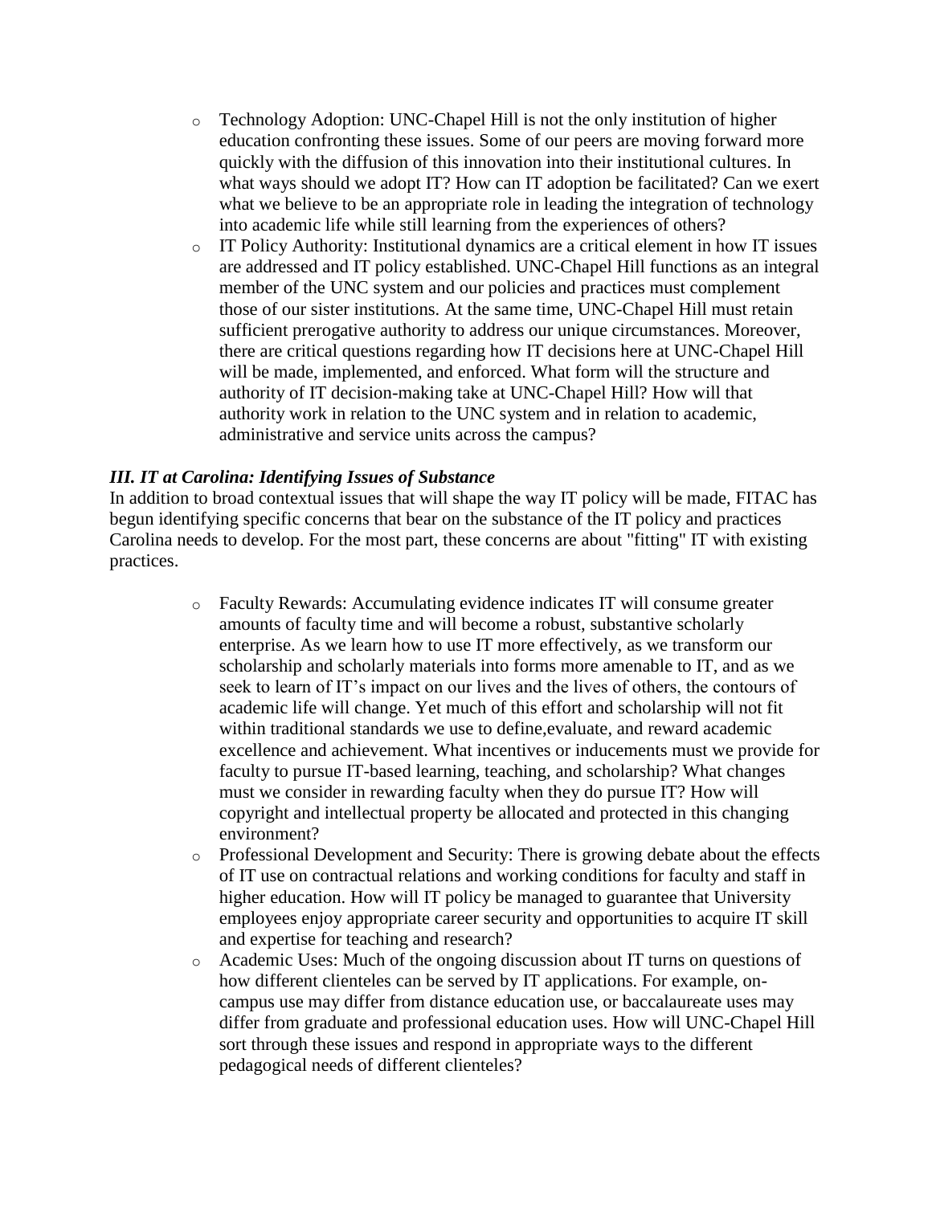- Technology Adoption: UNC-Chapel Hill is not the only institution of higher education confronting these issues. Some of our peers are moving forward more quickly with the diffusion of this innovation into their institutional cultures. In what ways should we adopt IT? How can IT adoption be facilitated? Can we exert what we believe to be an appropriate role in leading the integration of technology into academic life while still learning from the experiences of others?
- IT Policy Authority: Institutional dynamics are a critical element in how IT issues are addressed and IT policy established. UNC-Chapel Hill functions as an integral member of the UNC system and our policies and practices must complement those of our sister institutions. At the same time, UNC-Chapel Hill must retain sufficient prerogative authority to address our unique circumstances. Moreover, there are critical questions regarding how IT decisions here at UNC-Chapel Hill will be made, implemented, and enforced. What form will the structure and authority of IT decision-making take at UNC-Chapel Hill? How will that authority work in relation to the UNC system and in relation to academic, administrative and service units across the campus?

### *III. IT at Carolina: Identifying Issues of Substance*

In addition to broad contextual issues that will shape the way IT policy will be made, FITAC has begun identifying specific concerns that bear on the substance of the IT policy and practices Carolina needs to develop. For the most part, these concerns are about "fitting" IT with existing practices.

- Faculty Rewards: Accumulating evidence indicates IT will consume greater amounts of faculty time and will become a robust, substantive scholarly enterprise. As we learn how to use IT more effectively, as we transform our scholarship and scholarly materials into forms more amenable to IT, and as we seek to learn of IT's impact on our lives and the lives of others, the contours of academic life will change. Yet much of this effort and scholarship will not fit within traditional standards we use to define,evaluate, and reward academic excellence and achievement. What incentives or inducements must we provide for faculty to pursue IT-based learning, teaching, and scholarship? What changes must we consider in rewarding faculty when they do pursue IT? How will copyright and intellectual property be allocated and protected in this changing environment?
- Professional Development and Security: There is growing debate about the effects of IT use on contractual relations and working conditions for faculty and staff in higher education. How will IT policy be managed to guarantee that University employees enjoy appropriate career security and opportunities to acquire IT skill and expertise for teaching and research?
- Academic Uses: Much of the ongoing discussion about IT turns on questions of how different clienteles can be served by IT applications. For example, on-campus use may differ from distance education use, or baccalaureate uses may differ from graduate and professional education uses. How will UNC-Chapel Hill sort through these issues and respond in appropriate ways to the different pedagogical needs of different clienteles?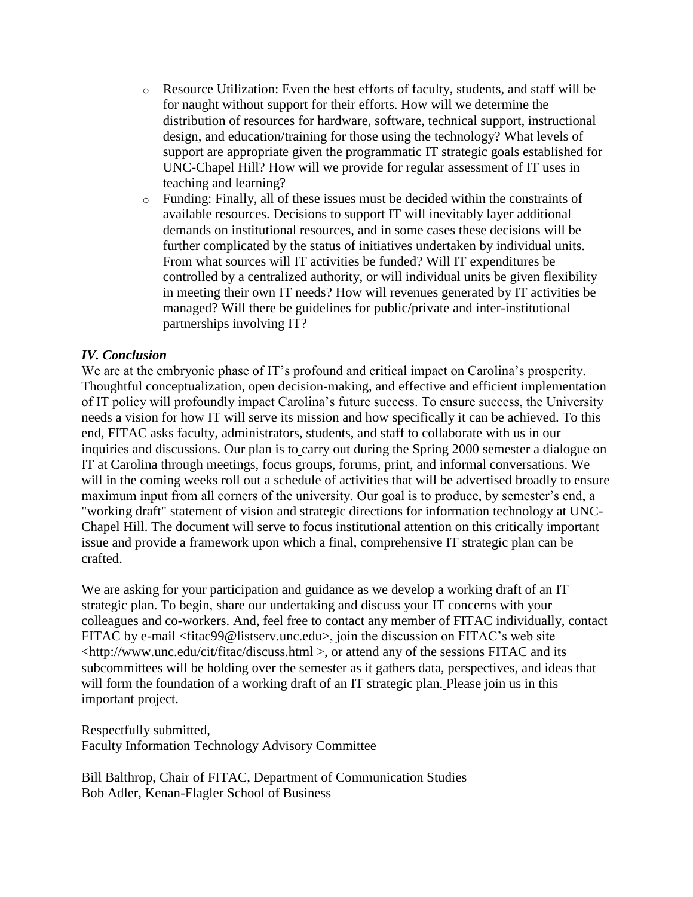- Resource Utilization: Even the best efforts of faculty, students, and staff will be for naught without support for their efforts. How will we determine the distribution of resources for hardware, software, technical support, instructional design, and education/training for those using the technology? What levels of support are appropriate given the programmatic IT strategic goals established for UNC-Chapel Hill? How will we provide for regular assessment of IT uses in teaching and learning?
- Funding: Finally, all of these issues must be decided within the constraints of available resources. Decisions to support IT will inevitably layer additional demands on institutional resources, and in some cases these decisions will be further complicated by the status of initiatives undertaken by individual units. From what sources will IT activities be funded? Will IT expenditures be controlled by a centralized authority, or will individual units be given flexibility in meeting their own IT needs? How will revenues generated by IT activities be managed? Will there be guidelines for public/private and inter-institutional partnerships involving IT?

### *IV. Conclusion*

We are at the embryonic phase of IT's profound and critical impact on Carolina's prosperity. Thoughtful conceptualization, open decision-making, and effective and efficient implementation of IT policy will profoundly impact Carolina's future success. To ensure success, the University needs a vision for how IT will serve its mission and how specifically it can be achieved. To this end, FITAC asks faculty, administrators, students, and staff to collaborate with us in our inquiries and discussions. Our plan is to carry out during the Spring 2000 semester a dialogue on IT at Carolina through meetings, focus groups, forums, print, and informal conversations. We will in the coming weeks roll out a schedule of activities that will be advertised broadly to ensure maximum input from all corners of the university. Our goal is to produce, by semester's end, a "working draft" statement of vision and strategic directions for information technology at UNC-Chapel Hill. The document will serve to focus institutional attention on this critically important issue and provide a framework upon which a final, comprehensive IT strategic plan can be crafted.

We are asking for your participation and guidance as we develop a working draft of an IT strategic plan. To begin, share our undertaking and discuss your IT concerns with your colleagues and co-workers. And, feel free to contact any member of FITAC individually, contact FITAC by e-mail <fitac99@listserv.unc.edu>, join the discussion on FITAC's web site <http://www.unc.edu/cit/fitac/discuss.html >, or attend any of the sessions FITAC and its subcommittees will be holding over the semester as it gathers data, perspectives, and ideas that will form the foundation of a working draft of an IT strategic plan. Please join us in this important project.

Respectfully submitted,
Faculty Information Technology Advisory Committee

Bill Balthrop, Chair of FITAC, Department of Communication Studies
Bob Adler, Kenan-Flagler School of Business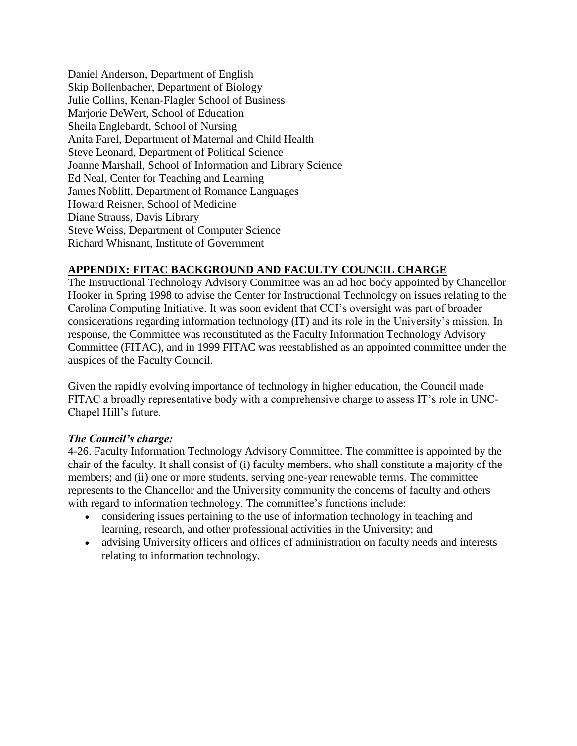Daniel Anderson, Department of English
Skip Bollenbacher, Department of Biology
Julie Collins, Kenan-Flagler School of Business
Marjorie DeWert, School of Education
Sheila Englebardt, School of Nursing
Anita Farel, Department of Maternal and Child Health
Steve Leonard, Department of Political Science
Joanne Marshall, School of Information and Library Science
Ed Neal, Center for Teaching and Learning
James Noblitt, Department of Romance Languages
Howard Reisner, School of Medicine
Diane Strauss, Davis Library
Steve Weiss, Department of Computer Science
Richard Whisnant, Institute of Government

## APPENDIX: FITAC BACKGROUND AND FACULTY COUNCIL CHARGE

The Instructional Technology Advisory Committee was an ad hoc body appointed by Chancellor Hooker in Spring 1998 to advise the Center for Instructional Technology on issues relating to the Carolina Computing Initiative. It was soon evident that CCI's oversight was part of broader considerations regarding information technology (IT) and its role in the University's mission. In response, the Committee was reconstituted as the Faculty Information Technology Advisory Committee (FITAC), and in 1999 FITAC was reestablished as an appointed committee under the auspices of the Faculty Council.

Given the rapidly evolving importance of technology in higher education, the Council made FITAC a broadly representative body with a comprehensive charge to assess IT's role in UNC-Chapel Hill's future.

***The Council's charge:***

4-26. Faculty Information Technology Advisory Committee. The committee is appointed by the chair of the faculty. It shall consist of (i) faculty members, who shall constitute a majority of the members; and (ii) one or more students, serving one-year renewable terms. The committee represents to the Chancellor and the University community the concerns of faculty and others with regard to information technology. The committee's functions include:

- considering issues pertaining to the use of information technology in teaching and learning, research, and other professional activities in the University; and
- advising University officers and offices of administration on faculty needs and interests relating to information technology.